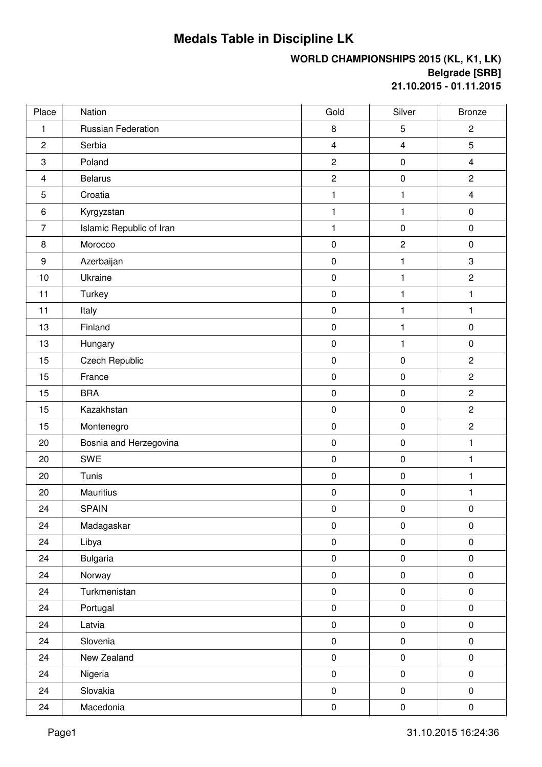# Medals Table in Discipline LK

**WORLD CHAMPIONSHIPS 2015 (KL, K1, LK)**
**Belgrade [SRB]**
**21.10.2015 - 01.11.2015**

| Place | Nation | Gold | Silver | Bronze |
|---|---|---|---|---|
| 1 | Russian Federation | 8 | 5 | 2 |
| 2 | Serbia | 4 | 4 | 5 |
| 3 | Poland | 2 | 0 | 4 |
| 4 | Belarus | 2 | 0 | 2 |
| 5 | Croatia | 1 | 1 | 4 |
| 6 | Kyrgyzstan | 1 | 1 | 0 |
| 7 | Islamic Republic of Iran | 1 | 0 | 0 |
| 8 | Morocco | 0 | 2 | 0 |
| 9 | Azerbaijan | 0 | 1 | 3 |
| 10 | Ukraine | 0 | 1 | 2 |
| 11 | Turkey | 0 | 1 | 1 |
| 11 | Italy | 0 | 1 | 1 |
| 13 | Finland | 0 | 1 | 0 |
| 13 | Hungary | 0 | 1 | 0 |
| 15 | Czech Republic | 0 | 0 | 2 |
| 15 | France | 0 | 0 | 2 |
| 15 | BRA | 0 | 0 | 2 |
| 15 | Kazakhstan | 0 | 0 | 2 |
| 15 | Montenegro | 0 | 0 | 2 |
| 20 | Bosnia and Herzegovina | 0 | 0 | 1 |
| 20 | SWE | 0 | 0 | 1 |
| 20 | Tunis | 0 | 0 | 1 |
| 20 | Mauritius | 0 | 0 | 1 |
| 24 | SPAIN | 0 | 0 | 0 |
| 24 | Madagaskar | 0 | 0 | 0 |
| 24 | Libya | 0 | 0 | 0 |
| 24 | Bulgaria | 0 | 0 | 0 |
| 24 | Norway | 0 | 0 | 0 |
| 24 | Turkmenistan | 0 | 0 | 0 |
| 24 | Portugal | 0 | 0 | 0 |
| 24 | Latvia | 0 | 0 | 0 |
| 24 | Slovenia | 0 | 0 | 0 |
| 24 | New Zealand | 0 | 0 | 0 |
| 24 | Nigeria | 0 | 0 | 0 |
| 24 | Slovakia | 0 | 0 | 0 |
| 24 | Macedonia | 0 | 0 | 0 |

31.10.2015 16:24:36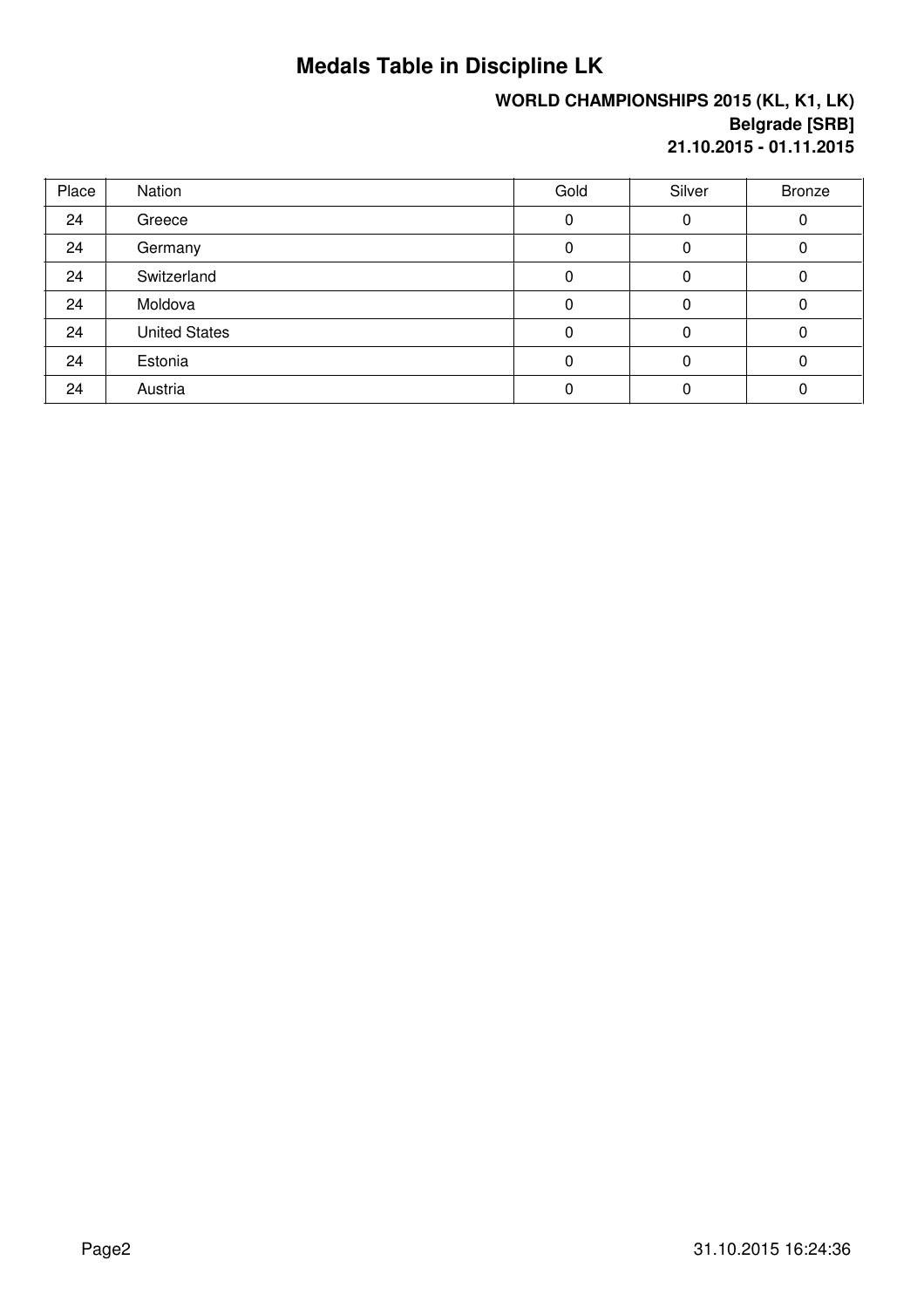# Medals Table in Discipline LK

**WORLD CHAMPIONSHIPS 2015 (KL, K1, LK)**
**Belgrade [SRB]**
**21.10.2015 - 01.11.2015**

| Place | Nation | Gold | Silver | Bronze |
|---|---|---|---|---|
| 24 | Greece | 0 | 0 | 0 |
| 24 | Germany | 0 | 0 | 0 |
| 24 | Switzerland | 0 | 0 | 0 |
| 24 | Moldova | 0 | 0 | 0 |
| 24 | United States | 0 | 0 | 0 |
| 24 | Estonia | 0 | 0 | 0 |
| 24 | Austria | 0 | 0 | 0 |

31.10.2015 16:24:36